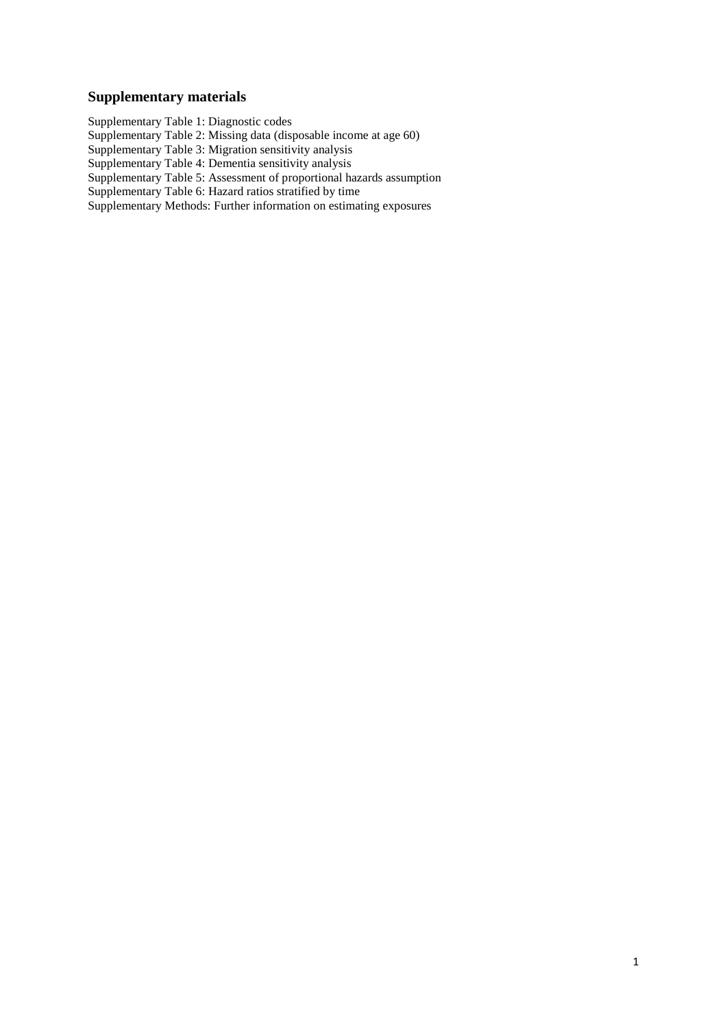## Supplementary materials

Supplementary Table 1: Diagnostic codes
Supplementary Table 2: Missing data (disposable income at age 60)
Supplementary Table 3: Migration sensitivity analysis
Supplementary Table 4: Dementia sensitivity analysis
Supplementary Table 5: Assessment of proportional hazards assumption
Supplementary Table 6: Hazard ratios stratified by time
Supplementary Methods: Further information on estimating exposures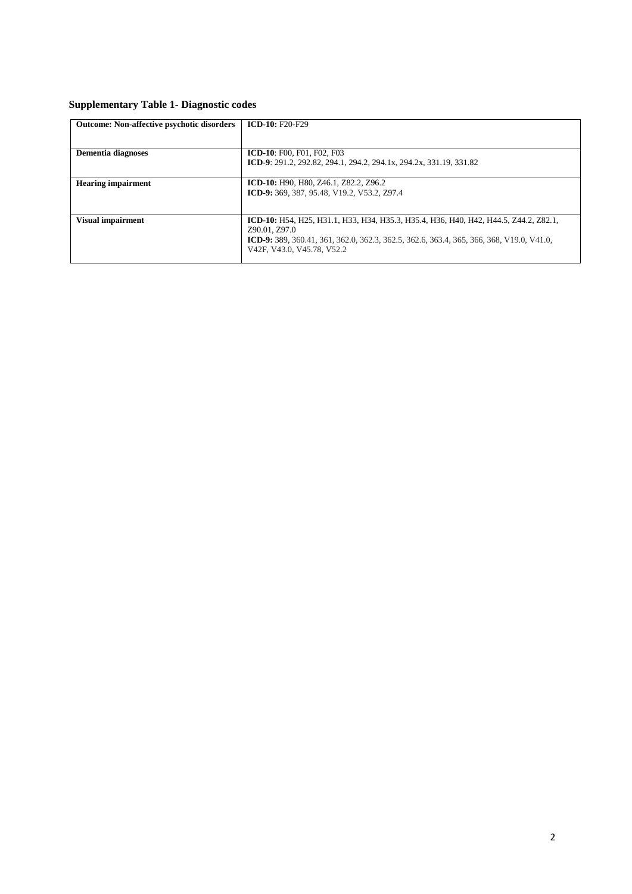**Supplementary Table 1- Diagnostic codes**

| | |
|---|---|
| **Outcome: Non-affective psychotic disorders** | **ICD-10:** F20-F29 |
| **Dementia diagnoses** | **ICD-10**: F00, F01, F02, F03<br>**ICD-9**: 291.2, 292.82, 294.1, 294.2, 294.1x, 294.2x, 331.19, 331.82 |
| **Hearing impairment** | **ICD-10:** H90, H80, Z46.1, Z82.2, Z96.2<br>**ICD-9:** 369, 387, 95.48, V19.2, V53.2, Z97.4 |
| **Visual impairment** | **ICD-10:** H54, H25, H31.1, H33, H34, H35.3, H35.4, H36, H40, H42, H44.5, Z44.2, Z82.1, Z90.01, Z97.0<br>**ICD-9:** 389, 360.41, 361, 362.0, 362.3, 362.5, 362.6, 363.4, 365, 366, 368, V19.0, V41.0, V42F, V43.0, V45.78, V52.2 |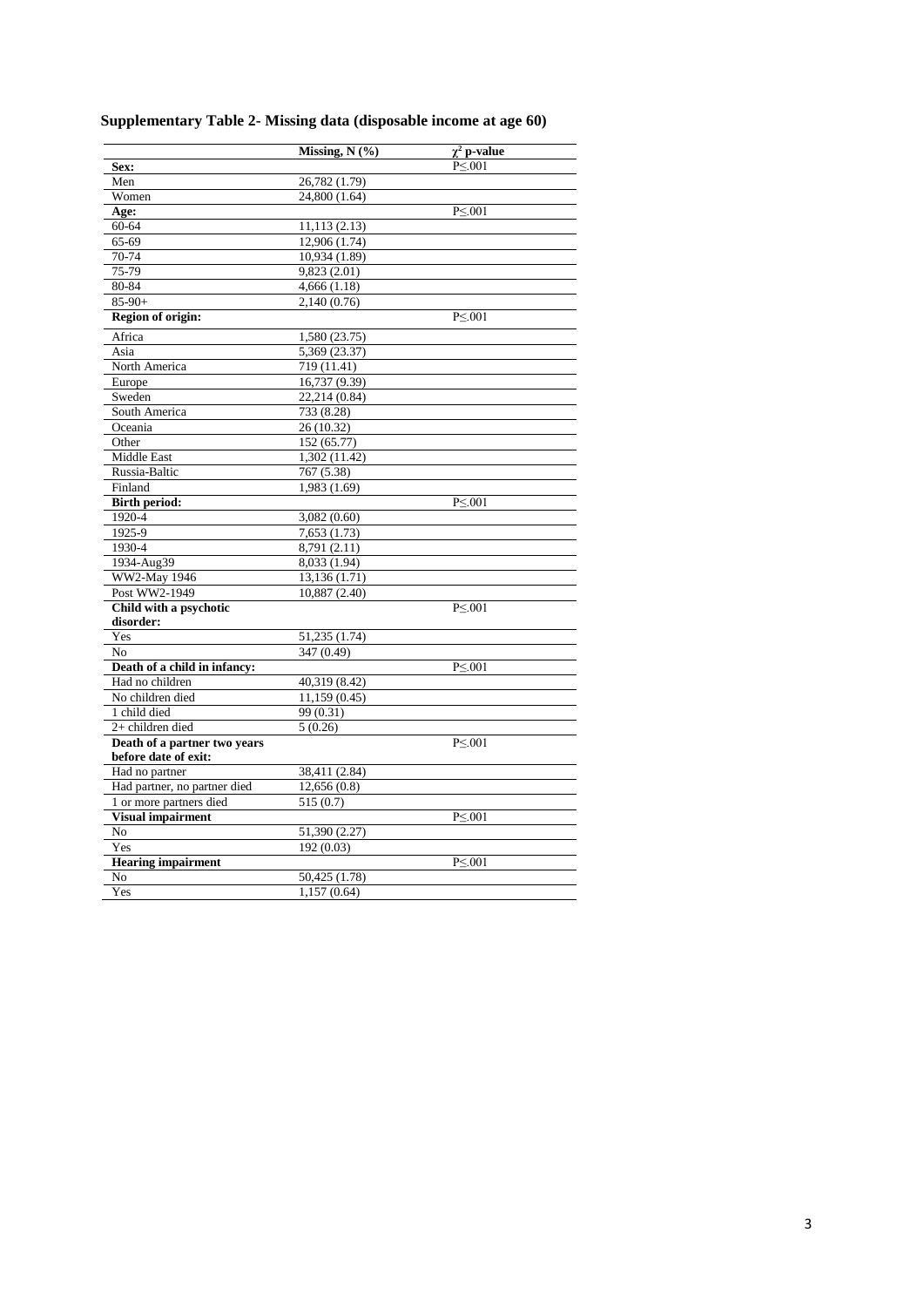**Supplementary Table 2- Missing data (disposable income at age 60)**

| | Missing, N (%) | $\chi^2$ p-value |
|---|---|---|
| **Sex:** | | P≤.001 |
| Men | 26,782 (1.79) | |
| Women | 24,800 (1.64) | |
| **Age:** | | P≤.001 |
| 60-64 | 11,113 (2.13) | |
| 65-69 | 12,906 (1.74) | |
| 70-74 | 10,934 (1.89) | |
| 75-79 | 9,823 (2.01) | |
| 80-84 | 4,666 (1.18) | |
| 85-90+ | 2,140 (0.76) | |
| **Region of origin:** | | P≤.001 |
| Africa | 1,580 (23.75) | |
| Asia | 5,369 (23.37) | |
| North America | 719 (11.41) | |
| Europe | 16,737 (9.39) | |
| Sweden | 22,214 (0.84) | |
| South America | 733 (8.28) | |
| Oceania | 26 (10.32) | |
| Other | 152 (65.77) | |
| Middle East | 1,302 (11.42) | |
| Russia-Baltic | 767 (5.38) | |
| Finland | 1,983 (1.69) | |
| **Birth period:** | | P≤.001 |
| 1920-4 | 3,082 (0.60) | |
| 1925-9 | 7,653 (1.73) | |
| 1930-4 | 8,791 (2.11) | |
| 1934-Aug39 | 8,033 (1.94) | |
| WW2-May 1946 | 13,136 (1.71) | |
| Post WW2-1949 | 10,887 (2.40) | |
| **Child with a psychotic disorder:** | | P≤.001 |
| Yes | 51,235 (1.74) | |
| No | 347 (0.49) | |
| **Death of a child in infancy:** | | P≤.001 |
| Had no children | 40,319 (8.42) | |
| No children died | 11,159 (0.45) | |
| 1 child died | 99 (0.31) | |
| 2+ children died | 5 (0.26) | |
| **Death of a partner two years before date of exit:** | | P≤.001 |
| Had no partner | 38,411 (2.84) | |
| Had partner, no partner died | 12,656 (0.8) | |
| 1 or more partners died | 515 (0.7) | |
| **Visual impairment** | | P≤.001 |
| No | 51,390 (2.27) | |
| Yes | 192 (0.03) | |
| **Hearing impairment** | | P≤.001 |
| No | 50,425 (1.78) | |
| Yes | 1,157 (0.64) | |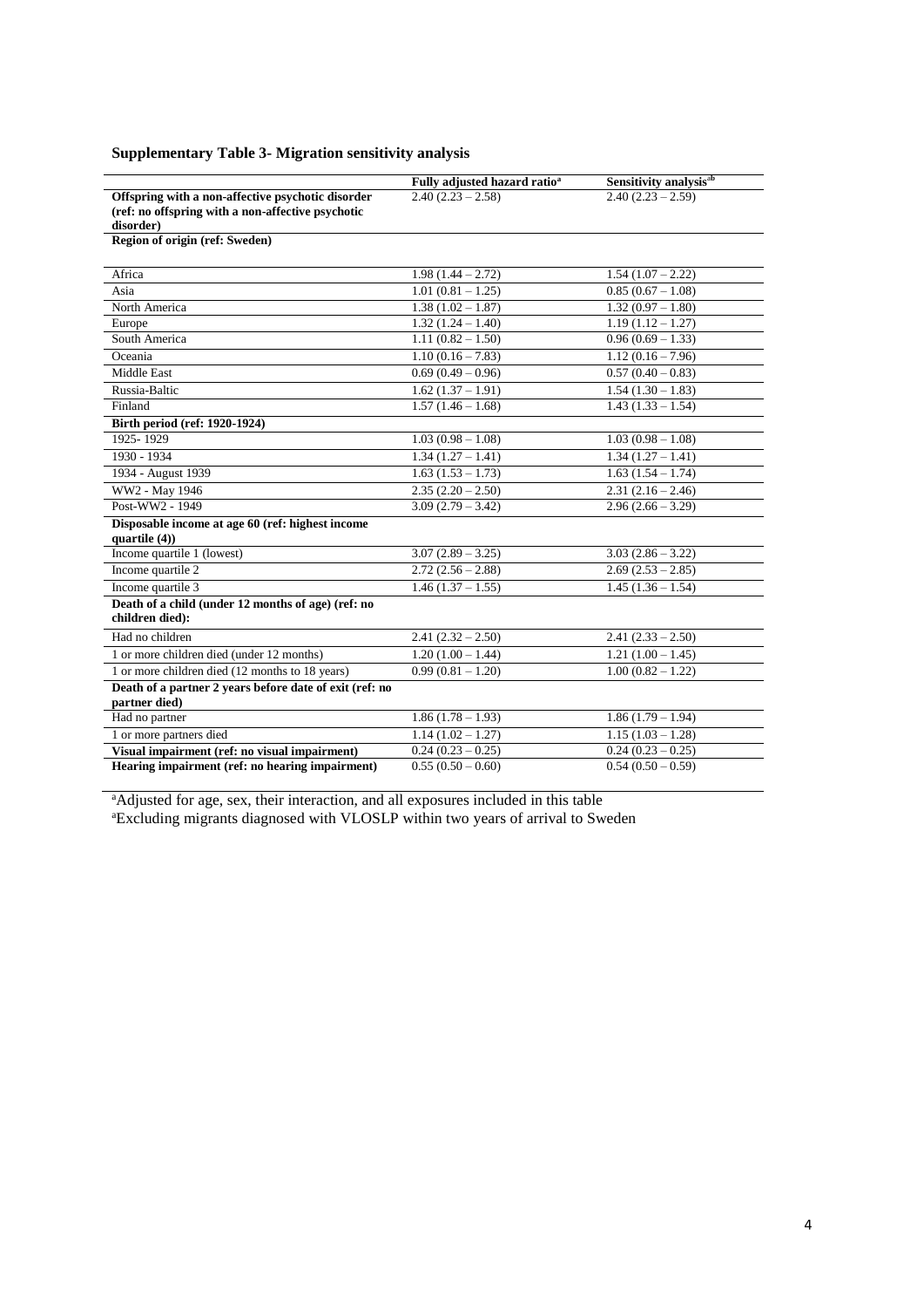**Supplementary Table 3- Migration sensitivity analysis**

| | Fully adjusted hazard ratio[a] | Sensitivity analysis[ab] |
|---|---|---|
| **Offspring with a non-affective psychotic disorder (ref: no offspring with a non-affective psychotic disorder)** | 2.40 (2.23 – 2.58) | 2.40 (2.23 – 2.59) |
| **Region of origin (ref: Sweden)** | | |
| Africa | 1.98 (1.44 – 2.72) | 1.54 (1.07 – 2.22) |
| Asia | 1.01 (0.81 – 1.25) | 0.85 (0.67 – 1.08) |
| North America | 1.38 (1.02 – 1.87) | 1.32 (0.97 – 1.80) |
| Europe | 1.32 (1.24 – 1.40) | 1.19 (1.12 – 1.27) |
| South America | 1.11 (0.82 – 1.50) | 0.96 (0.69 – 1.33) |
| Oceania | 1.10 (0.16 – 7.83) | 1.12 (0.16 – 7.96) |
| Middle East | 0.69 (0.49 – 0.96) | 0.57 (0.40 – 0.83) |
| Russia-Baltic | 1.62 (1.37 – 1.91) | 1.54 (1.30 – 1.83) |
| Finland | 1.57 (1.46 – 1.68) | 1.43 (1.33 – 1.54) |
| **Birth period (ref: 1920-1924)** | | |
| 1925- 1929 | 1.03 (0.98 – 1.08) | 1.03 (0.98 – 1.08) |
| 1930 - 1934 | 1.34 (1.27 – 1.41) | 1.34 (1.27 – 1.41) |
| 1934 - August 1939 | 1.63 (1.53 – 1.73) | 1.63 (1.54 – 1.74) |
| WW2 - May 1946 | 2.35 (2.20 – 2.50) | 2.31 (2.16 – 2.46) |
| Post-WW2 - 1949 | 3.09 (2.79 – 3.42) | 2.96 (2.66 – 3.29) |
| **Disposable income at age 60 (ref: highest income quartile (4))** | | |
| Income quartile 1 (lowest) | 3.07 (2.89 – 3.25) | 3.03 (2.86 – 3.22) |
| Income quartile 2 | 2.72 (2.56 – 2.88) | 2.69 (2.53 – 2.85) |
| Income quartile 3 | 1.46 (1.37 – 1.55) | 1.45 (1.36 – 1.54) |
| **Death of a child (under 12 months of age) (ref: no children died):** | | |
| Had no children | 2.41 (2.32 – 2.50) | 2.41 (2.33 – 2.50) |
| 1 or more children died (under 12 months) | 1.20 (1.00 – 1.44) | 1.21 (1.00 – 1.45) |
| 1 or more children died (12 months to 18 years) | 0.99 (0.81 – 1.20) | 1.00 (0.82 – 1.22) |
| **Death of a partner 2 years before date of exit (ref: no partner died)** | | |
| Had no partner | 1.86 (1.78 – 1.93) | 1.86 (1.79 – 1.94) |
| 1 or more partners died | 1.14 (1.02 – 1.27) | 1.15 (1.03 – 1.28) |
| **Visual impairment (ref: no visual impairment)** | 0.24 (0.23 – 0.25) | 0.24 (0.23 – 0.25) |
| **Hearing impairment (ref: no hearing impairment)** | 0.55 (0.50 – 0.60) | 0.54 (0.50 – 0.59) |

[a]Adjusted for age, sex, their interaction, and all exposures included in this table
[a]Excluding migrants diagnosed with VLOSLP within two years of arrival to Sweden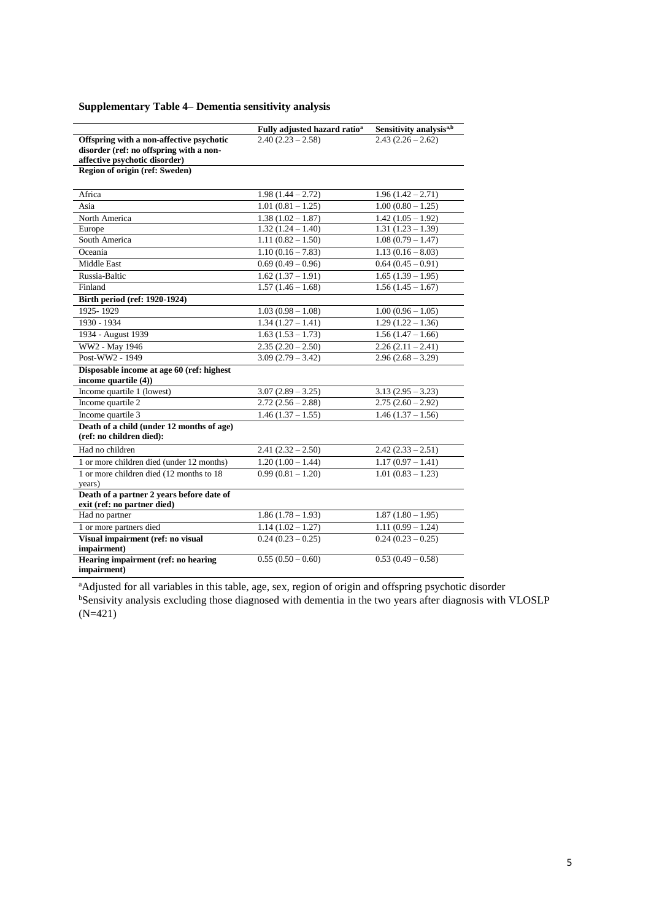**Supplementary Table 4– Dementia sensitivity analysis**

| | Fully adjusted hazard ratio[a] | Sensitivity analysis[a,b] |
|---|---|---|
| **Offspring with a non-affective psychotic disorder (ref: no offspring with a non-affective psychotic disorder)** | 2.40 (2.23 – 2.58) | 2.43 (2.26 – 2.62) |
| **Region of origin (ref: Sweden)** | | |
| Africa | 1.98 (1.44 – 2.72) | 1.96 (1.42 – 2.71) |
| Asia | 1.01 (0.81 – 1.25) | 1.00 (0.80 – 1.25) |
| North America | 1.38 (1.02 – 1.87) | 1.42 (1.05 – 1.92) |
| Europe | 1.32 (1.24 – 1.40) | 1.31 (1.23 – 1.39) |
| South America | 1.11 (0.82 – 1.50) | 1.08 (0.79 – 1.47) |
| Oceania | 1.10 (0.16 – 7.83) | 1.13 (0.16 – 8.03) |
| Middle East | 0.69 (0.49 – 0.96) | 0.64 (0.45 – 0.91) |
| Russia-Baltic | 1.62 (1.37 – 1.91) | 1.65 (1.39 – 1.95) |
| Finland | 1.57 (1.46 – 1.68) | 1.56 (1.45 – 1.67) |
| **Birth period (ref: 1920-1924)** | | |
| 1925- 1929 | 1.03 (0.98 – 1.08) | 1.00 (0.96 – 1.05) |
| 1930 - 1934 | 1.34 (1.27 – 1.41) | 1.29 (1.22 – 1.36) |
| 1934 - August 1939 | 1.63 (1.53 – 1.73) | 1.56 (1.47 – 1.66) |
| WW2 - May 1946 | 2.35 (2.20 – 2.50) | 2.26 (2.11 – 2.41) |
| Post-WW2 - 1949 | 3.09 (2.79 – 3.42) | 2.96 (2.68 – 3.29) |
| **Disposable income at age 60 (ref: highest income quartile (4))** | | |
| Income quartile 1 (lowest) | 3.07 (2.89 – 3.25) | 3.13 (2.95 – 3.23) |
| Income quartile 2 | 2.72 (2.56 – 2.88) | 2.75 (2.60 – 2.92) |
| Income quartile 3 | 1.46 (1.37 – 1.55) | 1.46 (1.37 – 1.56) |
| **Death of a child (under 12 months of age) (ref: no children died):** | | |
| Had no children | 2.41 (2.32 – 2.50) | 2.42 (2.33 – 2.51) |
| 1 or more children died (under 12 months) | 1.20 (1.00 – 1.44) | 1.17 (0.97 – 1.41) |
| 1 or more children died (12 months to 18 years) | 0.99 (0.81 – 1.20) | 1.01 (0.83 – 1.23) |
| **Death of a partner 2 years before date of exit (ref: no partner died)** | | |
| Had no partner | 1.86 (1.78 – 1.93) | 1.87 (1.80 – 1.95) |
| 1 or more partners died | 1.14 (1.02 – 1.27) | 1.11 (0.99 – 1.24) |
| **Visual impairment (ref: no visual impairment)** | 0.24 (0.23 – 0.25) | 0.24 (0.23 – 0.25) |
| **Hearing impairment (ref: no hearing impairment)** | 0.55 (0.50 – 0.60) | 0.53 (0.49 – 0.58) |

[a]Adjusted for all variables in this table, age, sex, region of origin and offspring psychotic disorder
[b]Sensivity analysis excluding those diagnosed with dementia in the two years after diagnosis with VLOSLP (N=421)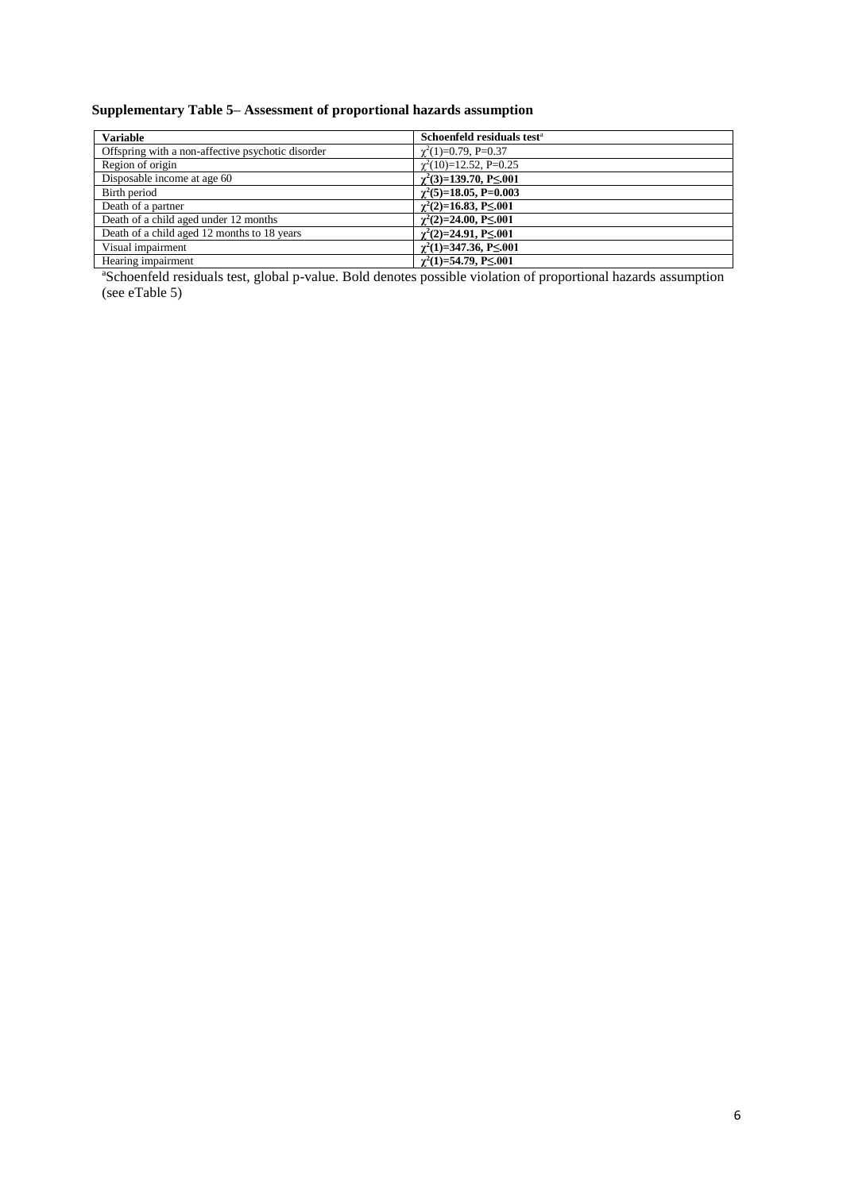**Supplementary Table 5– Assessment of proportional hazards assumption**

| Variable | Schoenfeld residuals test[a] |
|---|---|
| Offspring with a non-affective psychotic disorder | $\chi^2(1)=0.79$, P=0.37 |
| Region of origin | $\chi^2(10)=12.52$, P=0.25 |
| Disposable income at age 60 | **$\chi^2(3)=139.70$, P≤.001** |
| Birth period | **$\chi^2(5)=18.05$, P=0.003** |
| Death of a partner | **$\chi^2(2)=16.83$, P≤.001** |
| Death of a child aged under 12 months | **$\chi^2(2)=24.00$, P≤.001** |
| Death of a child aged 12 months to 18 years | **$\chi^2(2)=24.91$, P≤.001** |
| Visual impairment | **$\chi^2(1)=347.36$, P≤.001** |
| Hearing impairment | **$\chi^2(1)=54.79$, P≤.001** |

[a]Schoenfeld residuals test, global p-value. Bold denotes possible violation of proportional hazards assumption (see eTable 5)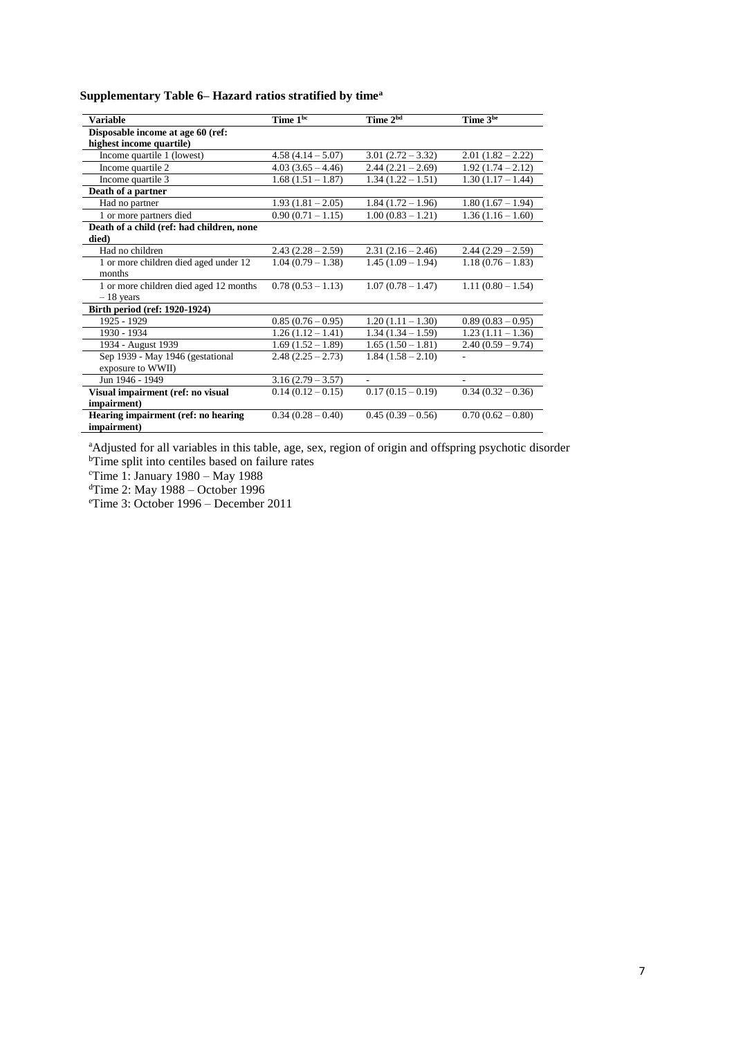**Supplementary Table 6– Hazard ratios stratified by time[a]**

| Variable | Time 1[bc] | Time 2[bd] | Time 3[be] |
|---|---|---|---|
| **Disposable income at age 60 (ref: highest income quartile)** | | | |
| Income quartile 1 (lowest) | 4.58 (4.14 – 5.07) | 3.01 (2.72 – 3.32) | 2.01 (1.82 – 2.22) |
| Income quartile 2 | 4.03 (3.65 – 4.46) | 2.44 (2.21 – 2.69) | 1.92 (1.74 – 2.12) |
| Income quartile 3 | 1.68 (1.51 – 1.87) | 1.34 (1.22 – 1.51) | 1.30 (1.17 – 1.44) |
| **Death of a partner** | | | |
| Had no partner | 1.93 (1.81 – 2.05) | 1.84 (1.72 – 1.96) | 1.80 (1.67 – 1.94) |
| 1 or more partners died | 0.90 (0.71 – 1.15) | 1.00 (0.83 – 1.21) | 1.36 (1.16 – 1.60) |
| **Death of a child (ref: had children, none died)** | | | |
| Had no children | 2.43 (2.28 – 2.59) | 2.31 (2.16 – 2.46) | 2.44 (2.29 – 2.59) |
| 1 or more children died aged under 12 months | 1.04 (0.79 – 1.38) | 1.45 (1.09 – 1.94) | 1.18 (0.76 – 1.83) |
| 1 or more children died aged 12 months – 18 years | 0.78 (0.53 – 1.13) | 1.07 (0.78 – 1.47) | 1.11 (0.80 – 1.54) |
| **Birth period (ref: 1920-1924)** | | | |
| 1925 - 1929 | 0.85 (0.76 – 0.95) | 1.20 (1.11 – 1.30) | 0.89 (0.83 – 0.95) |
| 1930 - 1934 | 1.26 (1.12 – 1.41) | 1.34 (1.34 – 1.59) | 1.23 (1.11 – 1.36) |
| 1934 - August 1939 | 1.69 (1.52 – 1.89) | 1.65 (1.50 – 1.81) | 2.40 (0.59 – 9.74) |
| Sep 1939 - May 1946 (gestational exposure to WWII) | 2.48 (2.25 – 2.73) | 1.84 (1.58 – 2.10) | - |
| Jun 1946 - 1949 | 3.16 (2.79 – 3.57) | - | - |
| **Visual impairment (ref: no visual impairment)** | 0.14 (0.12 – 0.15) | 0.17 (0.15 – 0.19) | 0.34 (0.32 – 0.36) |
| **Hearing impairment (ref: no hearing impairment)** | 0.34 (0.28 – 0.40) | 0.45 (0.39 – 0.56) | 0.70 (0.62 – 0.80) |

[a]Adjusted for all variables in this table, age, sex, region of origin and offspring psychotic disorder
[b]Time split into centiles based on failure rates
[c]Time 1: January 1980 – May 1988
[d]Time 2: May 1988 – October 1996
[e]Time 3: October 1996 – December 2011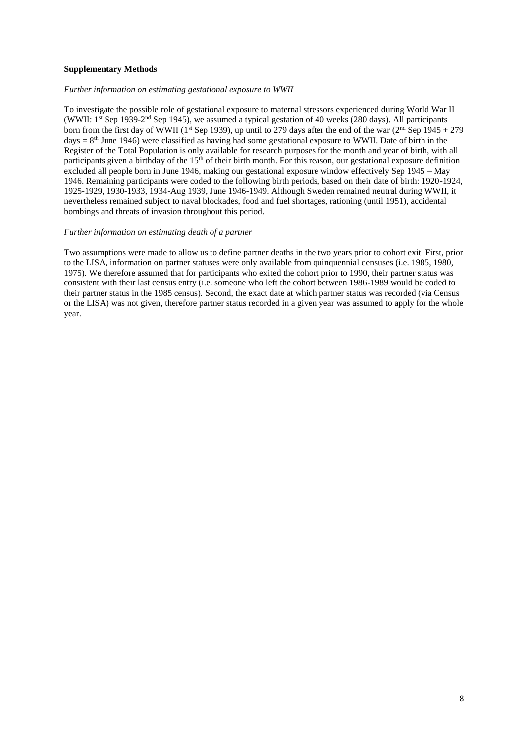**Supplementary Methods**

*Further information on estimating gestational exposure to WWII*

To investigate the possible role of gestational exposure to maternal stressors experienced during World War II (WWII: 1st Sep 1939-2nd Sep 1945), we assumed a typical gestation of 40 weeks (280 days). All participants born from the first day of WWII (1st Sep 1939), up until to 279 days after the end of the war (2nd Sep 1945 + 279 days = 8th June 1946) were classified as having had some gestational exposure to WWII. Date of birth in the Register of the Total Population is only available for research purposes for the month and year of birth, with all participants given a birthday of the 15th of their birth month. For this reason, our gestational exposure definition excluded all people born in June 1946, making our gestational exposure window effectively Sep 1945 – May 1946. Remaining participants were coded to the following birth periods, based on their date of birth: 1920-1924, 1925-1929, 1930-1933, 1934-Aug 1939, June 1946-1949. Although Sweden remained neutral during WWII, it nevertheless remained subject to naval blockades, food and fuel shortages, rationing (until 1951), accidental bombings and threats of invasion throughout this period.

*Further information on estimating death of a partner*

Two assumptions were made to allow us to define partner deaths in the two years prior to cohort exit. First, prior to the LISA, information on partner statuses were only available from quinquennial censuses (i.e. 1985, 1980, 1975). We therefore assumed that for participants who exited the cohort prior to 1990, their partner status was consistent with their last census entry (i.e. someone who left the cohort between 1986-1989 would be coded to their partner status in the 1985 census). Second, the exact date at which partner status was recorded (via Census or the LISA) was not given, therefore partner status recorded in a given year was assumed to apply for the whole year.